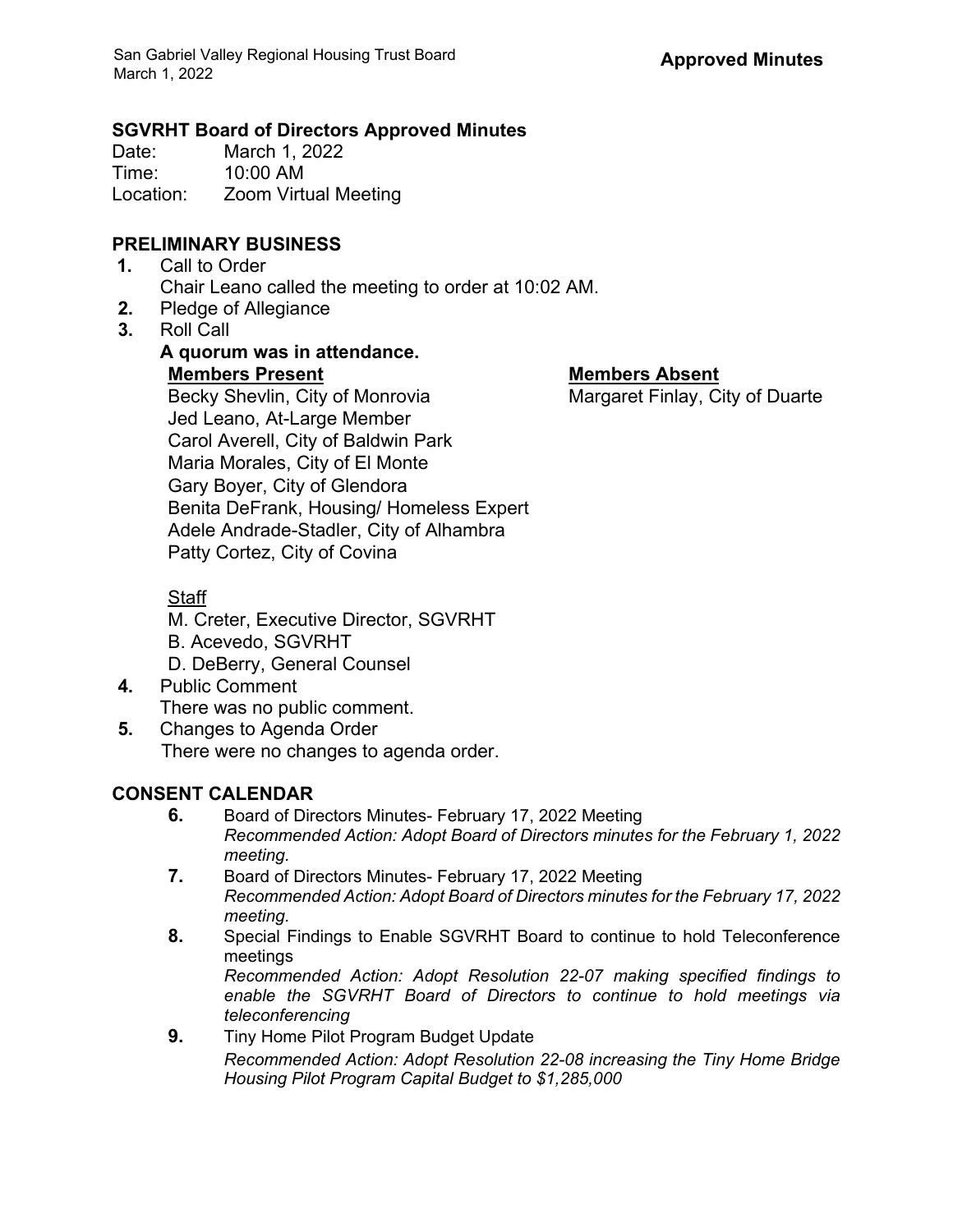**Approved Minutes**

## SGVRHT Board of Directors Approved Minutes

Date: March 1, 2022
Time: 10:00 AM
Location: Zoom Virtual Meeting

### PRELIMINARY BUSINESS

1. Call to Order
   Chair Leano called the meeting to order at 10:02 AM.
2. Pledge of Allegiance
3. Roll Call
   **A quorum was in attendance.**

   **Members Present**
   Becky Shevlin, City of Monrovia
   Jed Leano, At-Large Member
   Carol Averell, City of Baldwin Park
   Maria Morales, City of El Monte
   Gary Boyer, City of Glendora
   Benita DeFrank, Housing/ Homeless Expert
   Adele Andrade-Stadler, City of Alhambra
   Patty Cortez, City of Covina

   **Members Absent**
   Margaret Finlay, City of Duarte

   Staff
   M. Creter, Executive Director, SGVRHT
   B. Acevedo, SGVRHT
   D. DeBerry, General Counsel
4. Public Comment
   There was no public comment.
5. Changes to Agenda Order
   There were no changes to agenda order.

### CONSENT CALENDAR

6. Board of Directors Minutes- February 17, 2022 Meeting
   *Recommended Action: Adopt Board of Directors minutes for the February 1, 2022 meeting.*
7. Board of Directors Minutes- February 17, 2022 Meeting
   *Recommended Action: Adopt Board of Directors minutes for the February 17, 2022 meeting.*
8. Special Findings to Enable SGVRHT Board to continue to hold Teleconference meetings
   *Recommended Action: Adopt Resolution 22-07 making specified findings to enable the SGVRHT Board of Directors to continue to hold meetings via teleconferencing*
9. Tiny Home Pilot Program Budget Update
   *Recommended Action: Adopt Resolution 22-08 increasing the Tiny Home Bridge Housing Pilot Program Capital Budget to $1,285,000*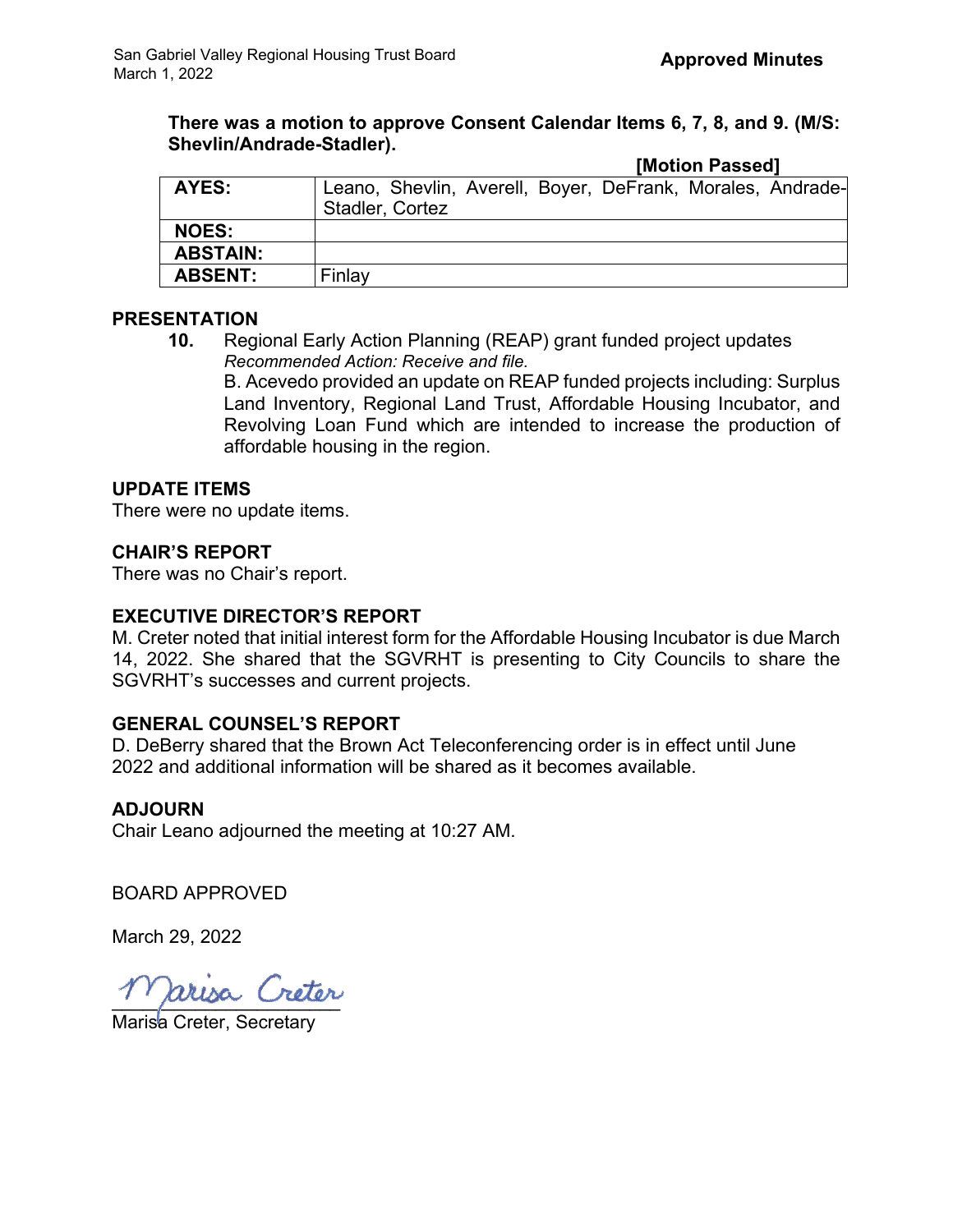**There was a motion to approve Consent Calendar Items 6, 7, 8, and 9. (M/S: Shevlin/Andrade-Stadler).**

**[Motion Passed]**

| | |
|---|---|
| **AYES:** | Leano, Shevlin, Averell, Boyer, DeFrank, Morales, Andrade-Stadler, Cortez |
| **NOES:** | |
| **ABSTAIN:** | |
| **ABSENT:** | Finlay |

**PRESENTATION**

**10.** Regional Early Action Planning (REAP) grant funded project updates

*Recommended Action: Receive and file.*

B. Acevedo provided an update on REAP funded projects including: Surplus Land Inventory, Regional Land Trust, Affordable Housing Incubator, and Revolving Loan Fund which are intended to increase the production of affordable housing in the region.

**UPDATE ITEMS**

There were no update items.

**CHAIR'S REPORT**

There was no Chair's report.

**EXECUTIVE DIRECTOR'S REPORT**

M. Creter noted that initial interest form for the Affordable Housing Incubator is due March 14, 2022. She shared that the SGVRHT is presenting to City Councils to share the SGVRHT's successes and current projects.

**GENERAL COUNSEL'S REPORT**

D. DeBerry shared that the Brown Act Teleconferencing order is in effect until June 2022 and additional information will be shared as it becomes available.

**ADJOURN**

Chair Leano adjourned the meeting at 10:27 AM.

BOARD APPROVED

March 29, 2022

Marisa Creter

Marisa Creter, Secretary